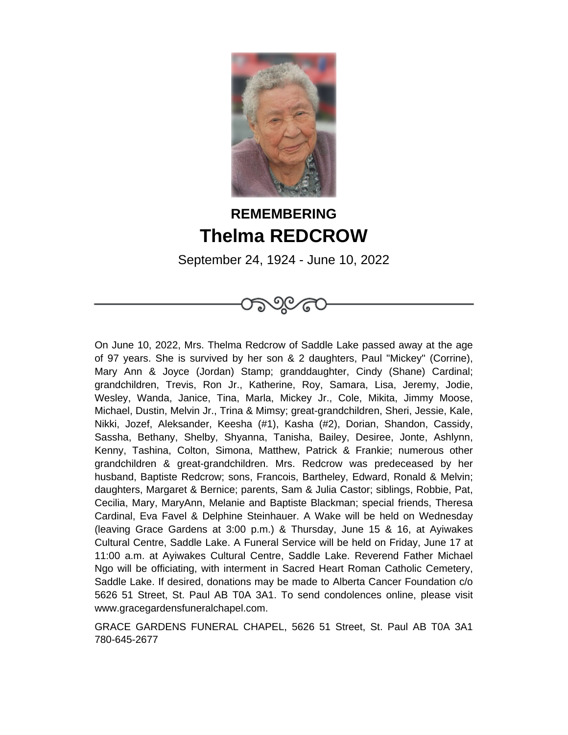**REMEMBERING**

# Thelma REDCROW

September 24, 1924 - June 10, 2022

On June 10, 2022, Mrs. Thelma Redcrow of Saddle Lake passed away at the age of 97 years. She is survived by her son & 2 daughters, Paul "Mickey" (Corrine), Mary Ann & Joyce (Jordan) Stamp; granddaughter, Cindy (Shane) Cardinal; grandchildren, Trevis, Ron Jr., Katherine, Roy, Samara, Lisa, Jeremy, Jodie, Wesley, Wanda, Janice, Tina, Marla, Mickey Jr., Cole, Mikita, Jimmy Moose, Michael, Dustin, Melvin Jr., Trina & Mimsy; great-grandchildren, Sheri, Jessie, Kale, Nikki, Jozef, Aleksander, Keesha (#1), Kasha (#2), Dorian, Shandon, Cassidy, Sassha, Bethany, Shelby, Shyanna, Tanisha, Bailey, Desiree, Jonte, Ashlynn, Kenny, Tashina, Colton, Simona, Matthew, Patrick & Frankie; numerous other grandchildren & great-grandchildren. Mrs. Redcrow was predeceased by her husband, Baptiste Redcrow; sons, Francois, Bartheley, Edward, Ronald & Melvin; daughters, Margaret & Bernice; parents, Sam & Julia Castor; siblings, Robbie, Pat, Cecilia, Mary, MaryAnn, Melanie and Baptiste Blackman; special friends, Theresa Cardinal, Eva Favel & Delphine Steinhauer. A Wake will be held on Wednesday (leaving Grace Gardens at 3:00 p.m.) & Thursday, June 15 & 16, at Ayiwakes Cultural Centre, Saddle Lake. A Funeral Service will be held on Friday, June 17 at 11:00 a.m. at Ayiwakes Cultural Centre, Saddle Lake. Reverend Father Michael Ngo will be officiating, with interment in Sacred Heart Roman Catholic Cemetery, Saddle Lake. If desired, donations may be made to Alberta Cancer Foundation c/o 5626 51 Street, St. Paul AB T0A 3A1. To send condolences online, please visit www.gracegardensfuneralchapel.com.

GRACE GARDENS FUNERAL CHAPEL, 5626 51 Street, St. Paul AB T0A 3A1 780-645-2677